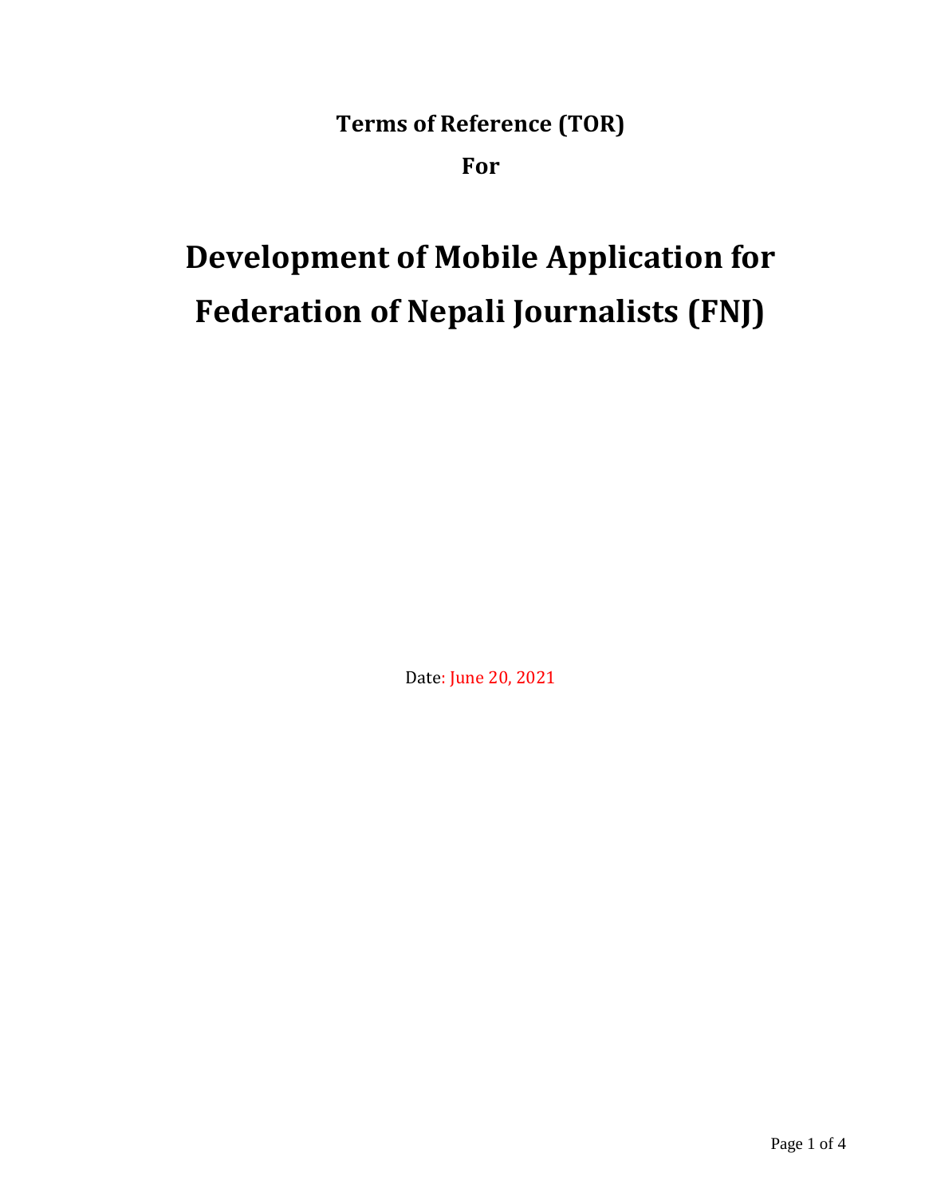**Terms of Reference (TOR)**

**For**

# Development of Mobile Application for Federation of Nepali Journalists (FNJ)

Date: June 20, 2021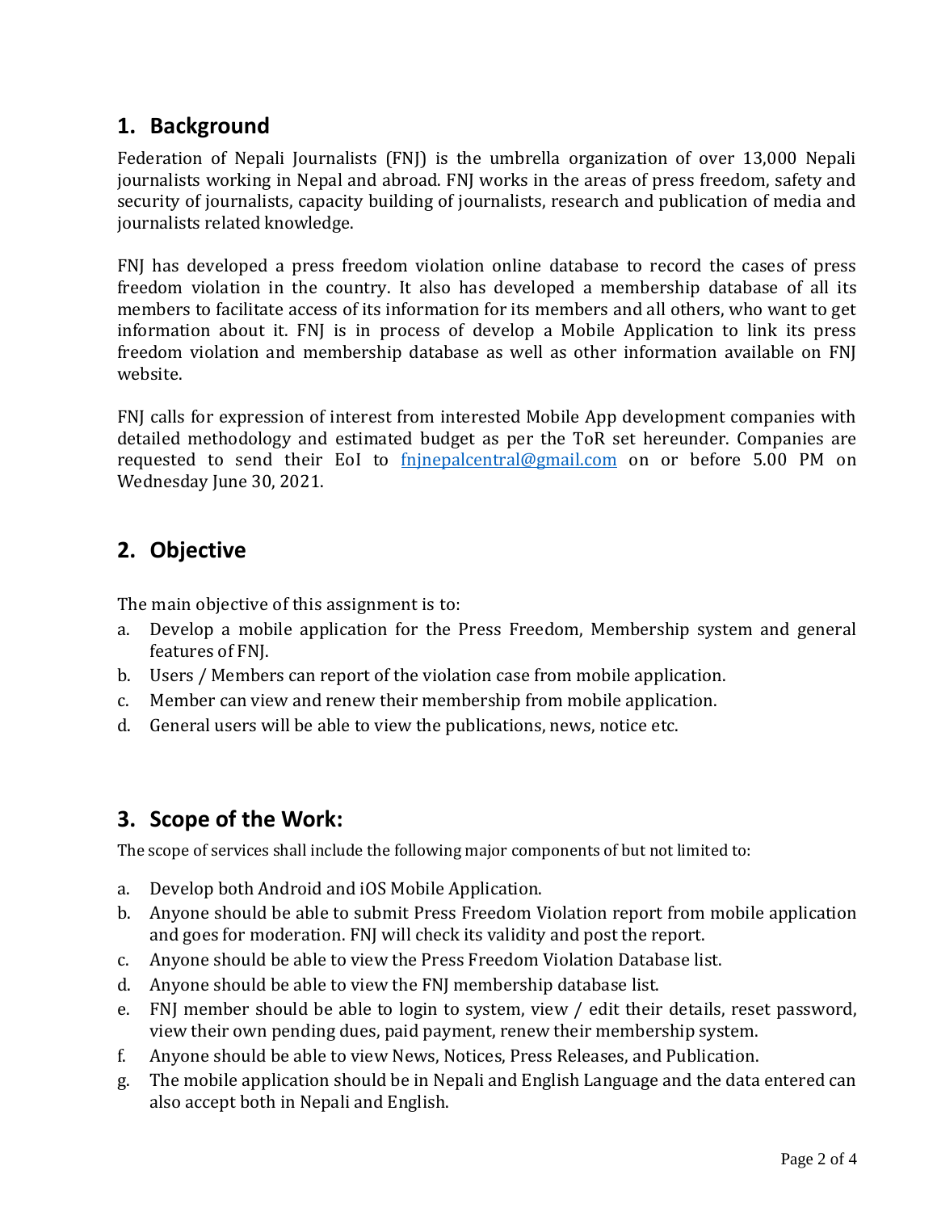## 1. Background

Federation of Nepali Journalists (FNJ) is the umbrella organization of over 13,000 Nepali journalists working in Nepal and abroad. FNJ works in the areas of press freedom, safety and security of journalists, capacity building of journalists, research and publication of media and journalists related knowledge.

FNJ has developed a press freedom violation online database to record the cases of press freedom violation in the country. It also has developed a membership database of all its members to facilitate access of its information for its members and all others, who want to get information about it. FNJ is in process of develop a Mobile Application to link its press freedom violation and membership database as well as other information available on FNJ website.

FNJ calls for expression of interest from interested Mobile App development companies with detailed methodology and estimated budget as per the ToR set hereunder. Companies are requested to send their EoI to fnjnepalcentral@gmail.com on or before 5.00 PM on Wednesday June 30, 2021.

## 2. Objective

The main objective of this assignment is to:

a. Develop a mobile application for the Press Freedom, Membership system and general features of FNJ.
b. Users / Members can report of the violation case from mobile application.
c. Member can view and renew their membership from mobile application.
d. General users will be able to view the publications, news, notice etc.

## 3. Scope of the Work:

The scope of services shall include the following major components of but not limited to:

a. Develop both Android and iOS Mobile Application.
b. Anyone should be able to submit Press Freedom Violation report from mobile application and goes for moderation. FNJ will check its validity and post the report.
c. Anyone should be able to view the Press Freedom Violation Database list.
d. Anyone should be able to view the FNJ membership database list.
e. FNJ member should be able to login to system, view / edit their details, reset password, view their own pending dues, paid payment, renew their membership system.
f. Anyone should be able to view News, Notices, Press Releases, and Publication.
g. The mobile application should be in Nepali and English Language and the data entered can also accept both in Nepali and English.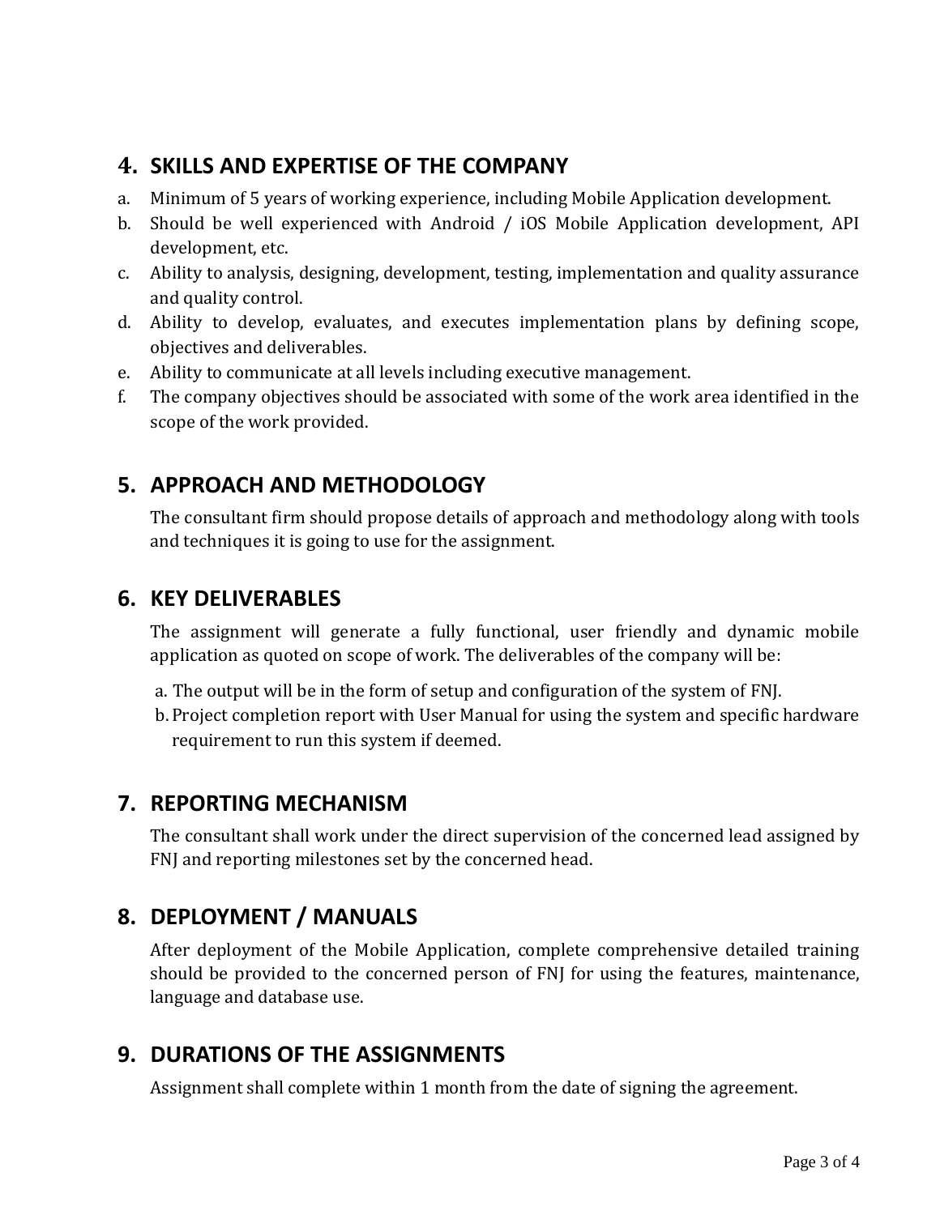## 4. SKILLS AND EXPERTISE OF THE COMPANY

a. Minimum of 5 years of working experience, including Mobile Application development.
b. Should be well experienced with Android / iOS Mobile Application development, API development, etc.
c. Ability to analysis, designing, development, testing, implementation and quality assurance and quality control.
d. Ability to develop, evaluates, and executes implementation plans by defining scope, objectives and deliverables.
e. Ability to communicate at all levels including executive management.
f. The company objectives should be associated with some of the work area identified in the scope of the work provided.

## 5. APPROACH AND METHODOLOGY

The consultant firm should propose details of approach and methodology along with tools and techniques it is going to use for the assignment.

## 6. KEY DELIVERABLES

The assignment will generate a fully functional, user friendly and dynamic mobile application as quoted on scope of work. The deliverables of the company will be:

a. The output will be in the form of setup and configuration of the system of FNJ.
b. Project completion report with User Manual for using the system and specific hardware requirement to run this system if deemed.

## 7. REPORTING MECHANISM

The consultant shall work under the direct supervision of the concerned lead assigned by FNJ and reporting milestones set by the concerned head.

## 8. DEPLOYMENT / MANUALS

After deployment of the Mobile Application, complete comprehensive detailed training should be provided to the concerned person of FNJ for using the features, maintenance, language and database use.

## 9. DURATIONS OF THE ASSIGNMENTS

Assignment shall complete within 1 month from the date of signing the agreement.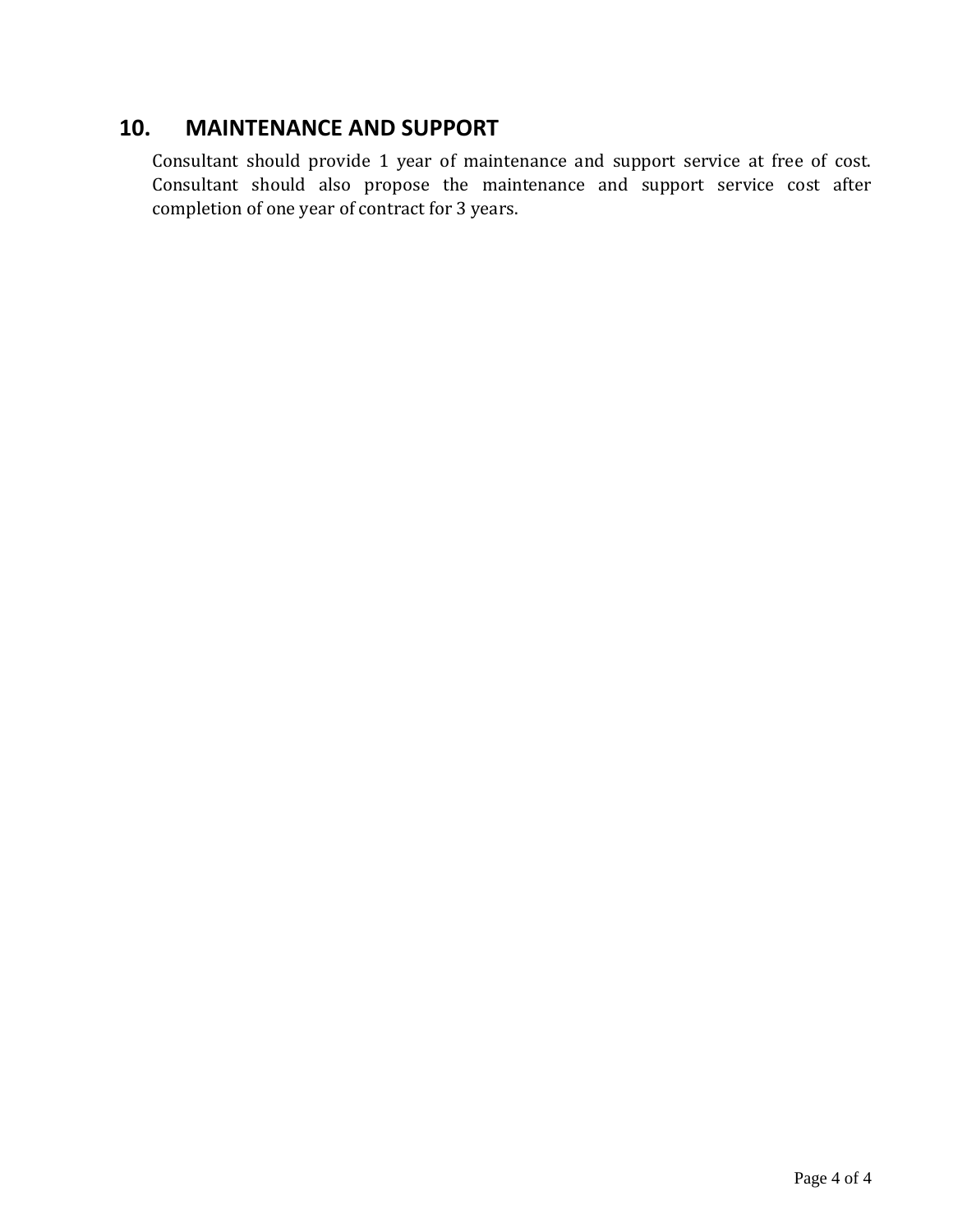## 10. MAINTENANCE AND SUPPORT

Consultant should provide 1 year of maintenance and support service at free of cost. Consultant should also propose the maintenance and support service cost after completion of one year of contract for 3 years.